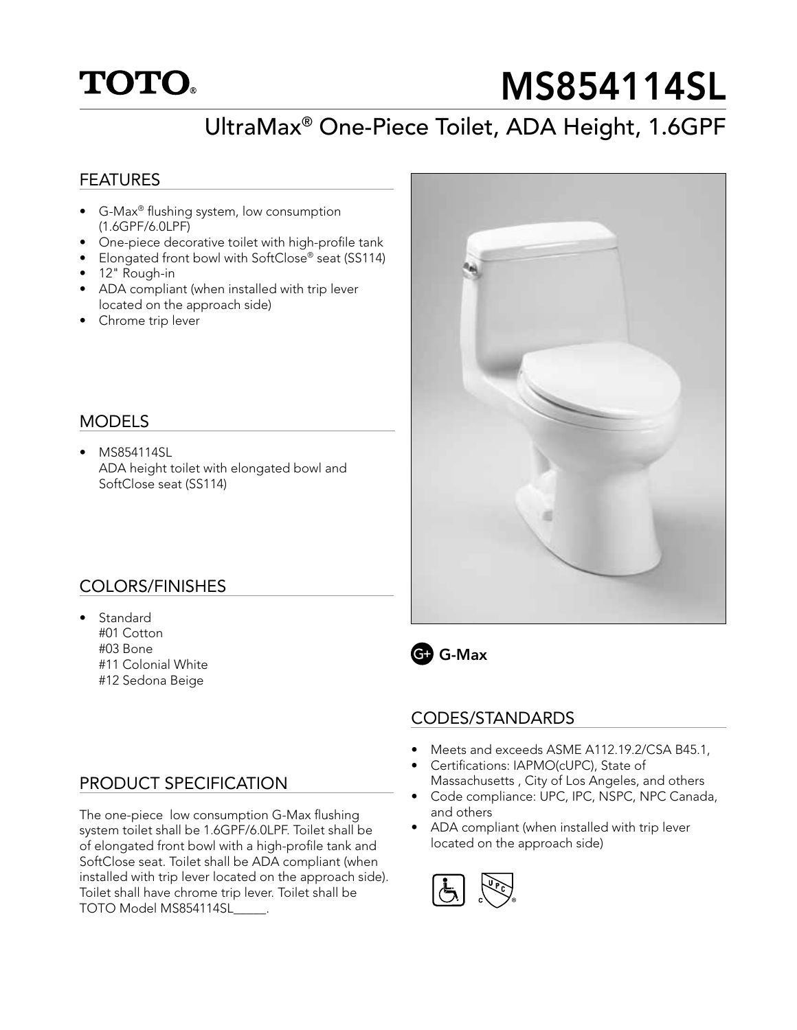# TOTO® MS854114SL

## UltraMax® One-Piece Toilet, ADA Height, 1.6GPF

### FEATURES

- G-Max® flushing system, low consumption (1.6GPF/6.0LPF)
- One-piece decorative toilet with high-profile tank
- Elongated front bowl with SoftClose® seat (SS114)
- 12" Rough-in
- ADA compliant (when installed with trip lever located on the approach side)
- Chrome trip lever

### MODELS

- MS854114SL
  ADA height toilet with elongated bowl and SoftClose seat (SS114)

### COLORS/FINISHES

- Standard
  #01 Cotton
  #03 Bone
  #11 Colonial White
  #12 Sedona Beige

### PRODUCT SPECIFICATION

The one-piece low consumption G-Max flushing system toilet shall be 1.6GPF/6.0LPF. Toilet shall be of elongated front bowl with a high-profile tank and SoftClose seat. Toilet shall be ADA compliant (when installed with trip lever located on the approach side). Toilet shall have chrome trip lever. Toilet shall be TOTO Model MS854114SL_____.

G+ G-Max

### CODES/STANDARDS

- Meets and exceeds ASME A112.19.2/CSA B45.1,
- Certifications: IAPMO(cUPC), State of Massachusetts , City of Los Angeles, and others
- Code compliance: UPC, IPC, NSPC, NPC Canada, and others
- ADA compliant (when installed with trip lever located on the approach side)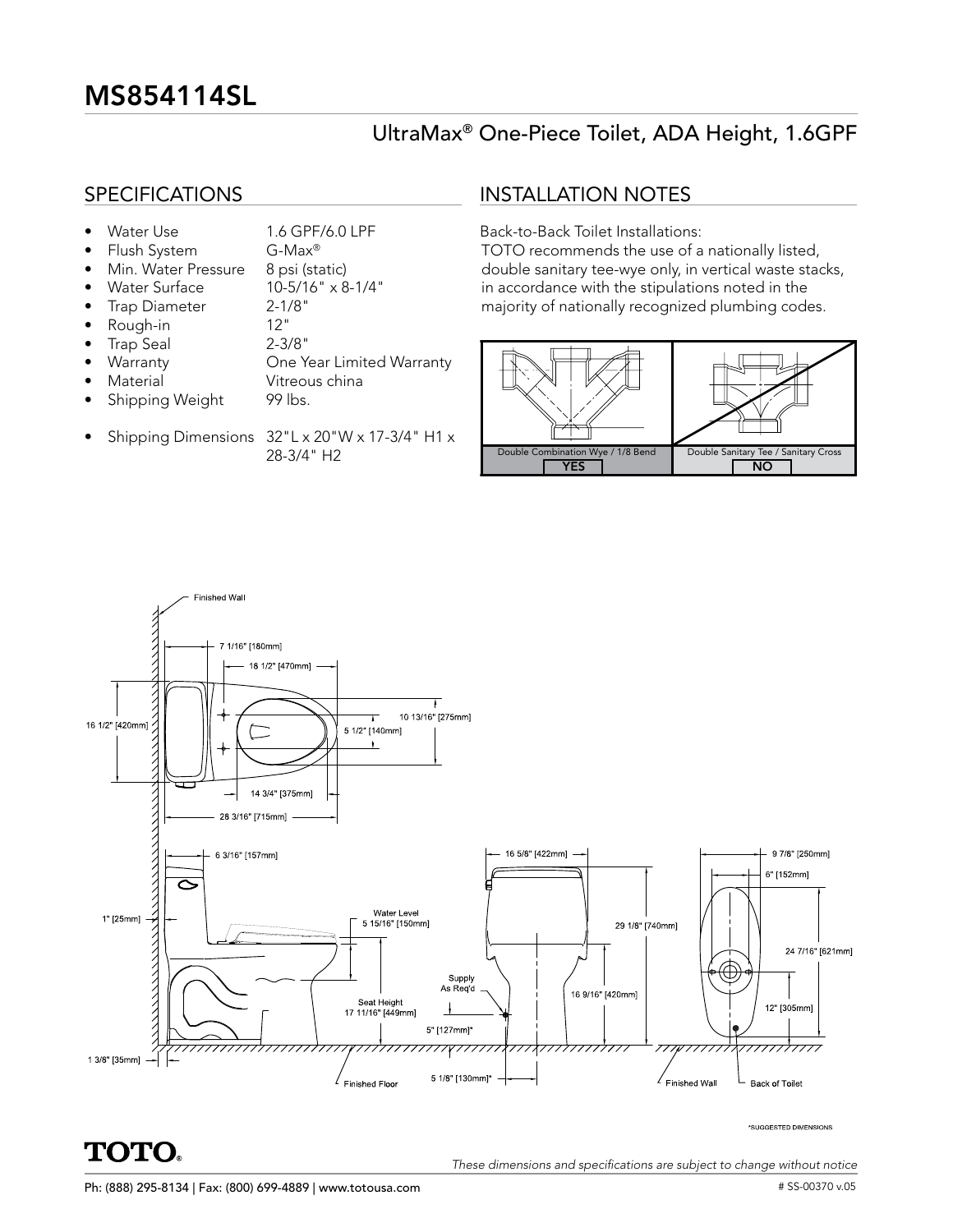# MS854114SL

## UltraMax® One-Piece Toilet, ADA Height, 1.6GPF

## SPECIFICATIONS

| | |
|---|---|
| • Water Use | 1.6 GPF/6.0 LPF |
| • Flush System | G-Max® |
| • Min. Water Pressure | 8 psi (static) |
| • Water Surface | 10-5/16" x 8-1/4" |
| • Trap Diameter | 2-1/8" |
| • Rough-in | 12" |
| • Trap Seal | 2-3/8" |
| • Warranty | One Year Limited Warranty |
| • Material | Vitreous china |
| • Shipping Weight | 99 lbs. |
| • Shipping Dimensions | 32"L x 20"W x 17-3/4" H1 x 28-3/4" H2 |

## INSTALLATION NOTES

Back-to-Back Toilet Installations:
TOTO recommends the use of a nationally listed, double sanitary tee-wye only, in vertical waste stacks, in accordance with the stipulations noted in the majority of nationally recognized plumbing codes.

Double Combination Wye / 1/8 Bend
YES

Double Sanitary Tee / Sanitary Cross
NO

Finished Wall

7 1/16" [180mm]

18 1/2" [470mm]

16 1/2" [420mm]

10 13/16" [275mm]

5 1/2" [140mm]

14 3/4" [375mm]

28 3/16" [715mm]

6 3/16" [157mm]

1" [25mm]

Water Level
5 15/16" [150mm]

Seat Height
17 11/16" [449mm]

1 3/8" [35mm]

Finished Floor

16 5/8" [422mm]

29 1/8" [740mm]

Supply
As Req'd

16 9/16" [420mm]

5" [127mm]*

5 1/8" [130mm]*

9 7/8" [250mm]

6" [152mm]

24 7/16" [621mm]

12" [305mm]

Finished Wall

Back of Toilet

*SUGGESTED DIMENSIONS

TOTO®

*These dimensions and specifications are subject to change without notice*

Ph: (888) 295-8134 | Fax: (800) 699-4889 | www.totousa.com

# SS-00370 v.05